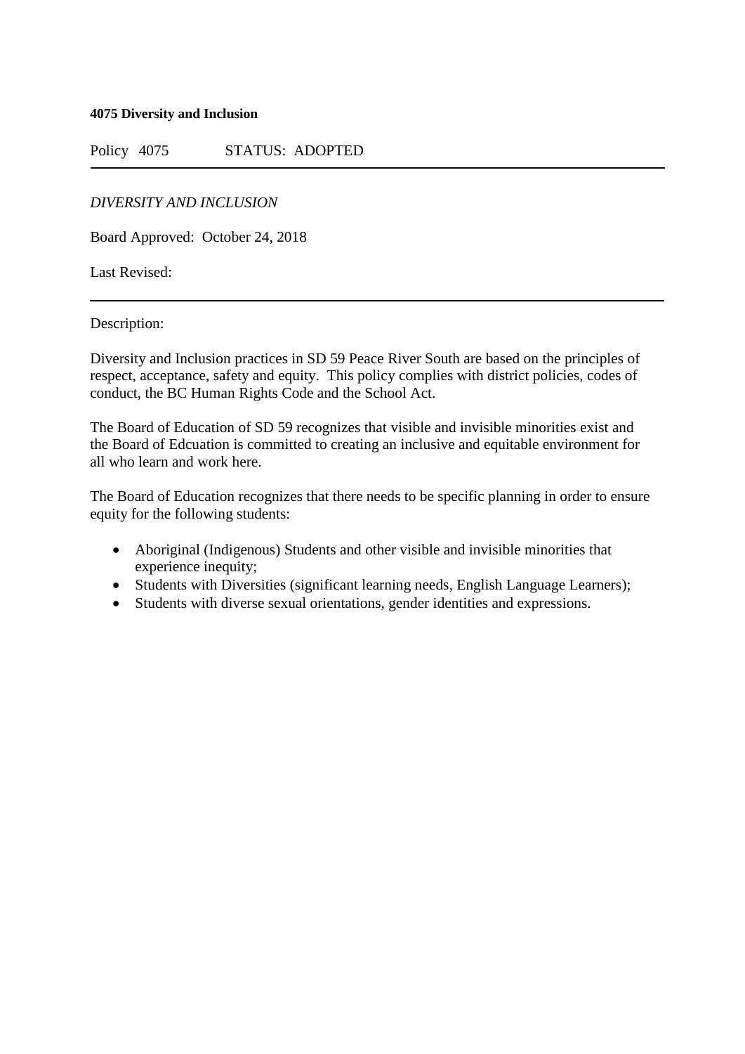**4075 Diversity and Inclusion**

Policy 4075 STATUS: ADOPTED

---

*DIVERSITY AND INCLUSION*

Board Approved: October 24, 2018

Last Revised:

---

Description:

Diversity and Inclusion practices in SD 59 Peace River South are based on the principles of respect, acceptance, safety and equity. This policy complies with district policies, codes of conduct, the BC Human Rights Code and the School Act.

The Board of Education of SD 59 recognizes that visible and invisible minorities exist and the Board of Edcuation is committed to creating an inclusive and equitable environment for all who learn and work here.

The Board of Education recognizes that there needs to be specific planning in order to ensure equity for the following students:

- Aboriginal (Indigenous) Students and other visible and invisible minorities that experience inequity;
- Students with Diversities (significant learning needs, English Language Learners);
- Students with diverse sexual orientations, gender identities and expressions.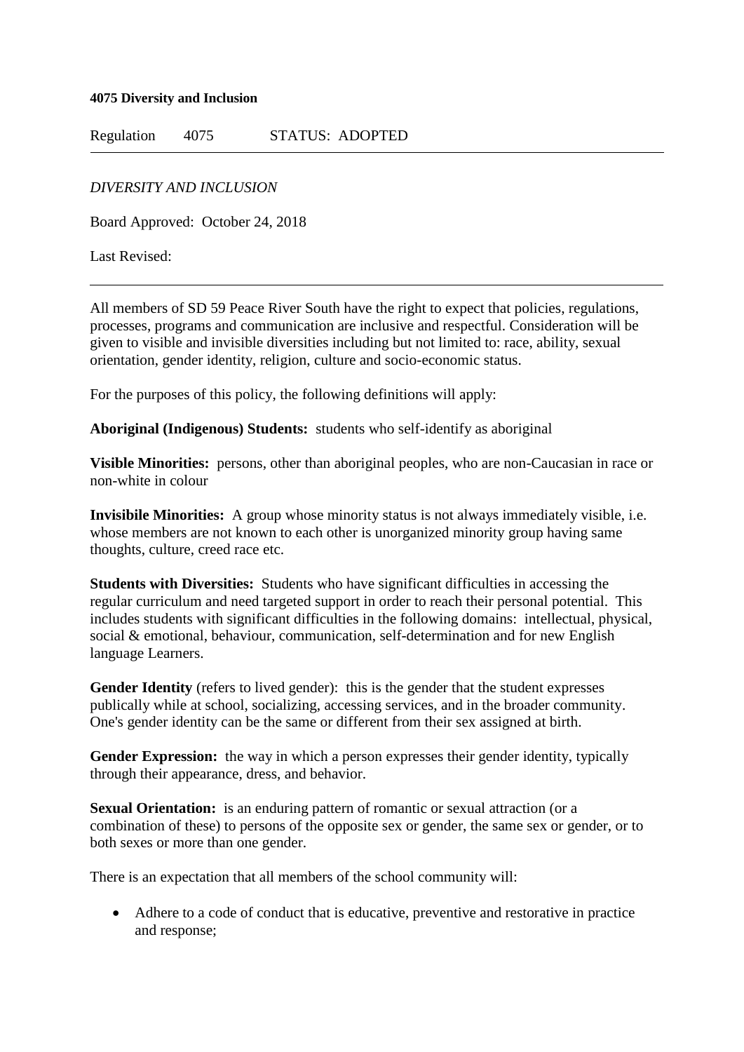**4075 Diversity and Inclusion**

Regulation 4075 STATUS: ADOPTED

---

*DIVERSITY AND INCLUSION*

Board Approved: October 24, 2018

Last Revised:

---

All members of SD 59 Peace River South have the right to expect that policies, regulations, processes, programs and communication are inclusive and respectful. Consideration will be given to visible and invisible diversities including but not limited to: race, ability, sexual orientation, gender identity, religion, culture and socio-economic status.

For the purposes of this policy, the following definitions will apply:

**Aboriginal (Indigenous) Students:** students who self-identify as aboriginal

**Visible Minorities:** persons, other than aboriginal peoples, who are non-Caucasian in race or non-white in colour

**Invisibile Minorities:** A group whose minority status is not always immediately visible, i.e. whose members are not known to each other is unorganized minority group having same thoughts, culture, creed race etc.

**Students with Diversities:** Students who have significant difficulties in accessing the regular curriculum and need targeted support in order to reach their personal potential. This includes students with significant difficulties in the following domains: intellectual, physical, social & emotional, behaviour, communication, self-determination and for new English language Learners.

**Gender Identity** (refers to lived gender): this is the gender that the student expresses publically while at school, socializing, accessing services, and in the broader community. One's gender identity can be the same or different from their sex assigned at birth.

**Gender Expression:** the way in which a person expresses their gender identity, typically through their appearance, dress, and behavior.

**Sexual Orientation:** is an enduring pattern of romantic or sexual attraction (or a combination of these) to persons of the opposite sex or gender, the same sex or gender, or to both sexes or more than one gender.

There is an expectation that all members of the school community will:

- Adhere to a code of conduct that is educative, preventive and restorative in practice and response;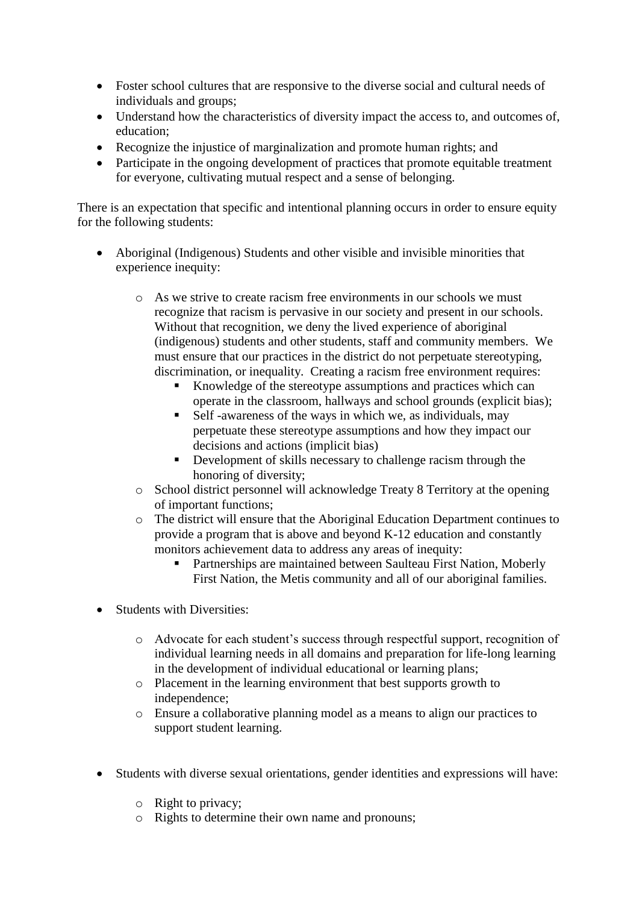- Foster school cultures that are responsive to the diverse social and cultural needs of individuals and groups;
- Understand how the characteristics of diversity impact the access to, and outcomes of, education;
- Recognize the injustice of marginalization and promote human rights; and
- Participate in the ongoing development of practices that promote equitable treatment for everyone, cultivating mutual respect and a sense of belonging.

There is an expectation that specific and intentional planning occurs in order to ensure equity for the following students:

- Aboriginal (Indigenous) Students and other visible and invisible minorities that experience inequity:
    - As we strive to create racism free environments in our schools we must recognize that racism is pervasive in our society and present in our schools. Without that recognition, we deny the lived experience of aboriginal (indigenous) students and other students, staff and community members. We must ensure that our practices in the district do not perpetuate stereotyping, discrimination, or inequality. Creating a racism free environment requires:
        - Knowledge of the stereotype assumptions and practices which can operate in the classroom, hallways and school grounds (explicit bias);
        - Self -awareness of the ways in which we, as individuals, may perpetuate these stereotype assumptions and how they impact our decisions and actions (implicit bias)
        - Development of skills necessary to challenge racism through the honoring of diversity;
    - School district personnel will acknowledge Treaty 8 Territory at the opening of important functions;
    - The district will ensure that the Aboriginal Education Department continues to provide a program that is above and beyond K-12 education and constantly monitors achievement data to address any areas of inequity:
        - Partnerships are maintained between Saulteau First Nation, Moberly First Nation, the Metis community and all of our aboriginal families.

- Students with Diversities:
    - Advocate for each student's success through respectful support, recognition of individual learning needs in all domains and preparation for life-long learning in the development of individual educational or learning plans;
    - Placement in the learning environment that best supports growth to independence;
    - Ensure a collaborative planning model as a means to align our practices to support student learning.

- Students with diverse sexual orientations, gender identities and expressions will have:
    - Right to privacy;
    - Rights to determine their own name and pronouns;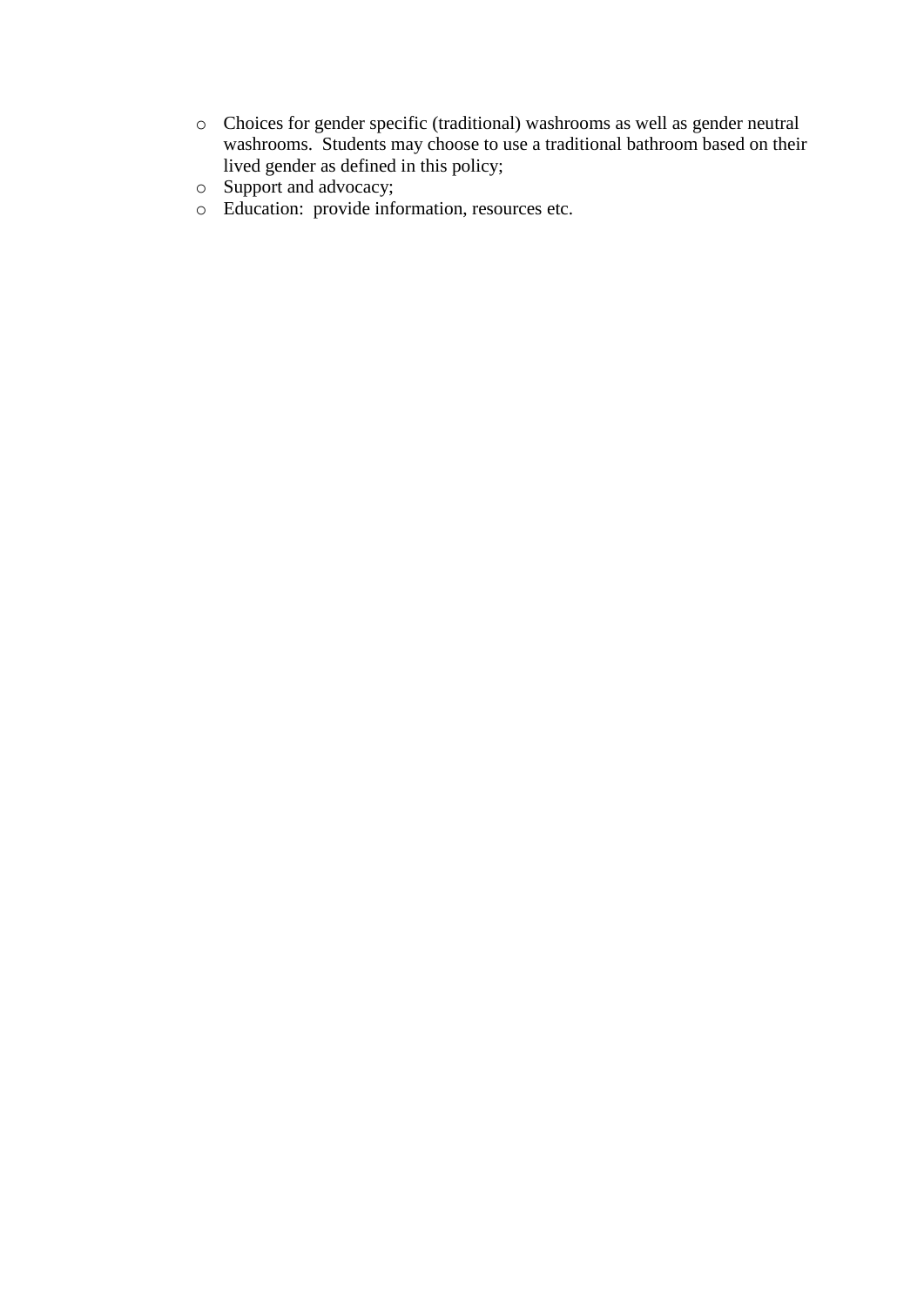- Choices for gender specific (traditional) washrooms as well as gender neutral washrooms. Students may choose to use a traditional bathroom based on their lived gender as defined in this policy;
- Support and advocacy;
- Education: provide information, resources etc.